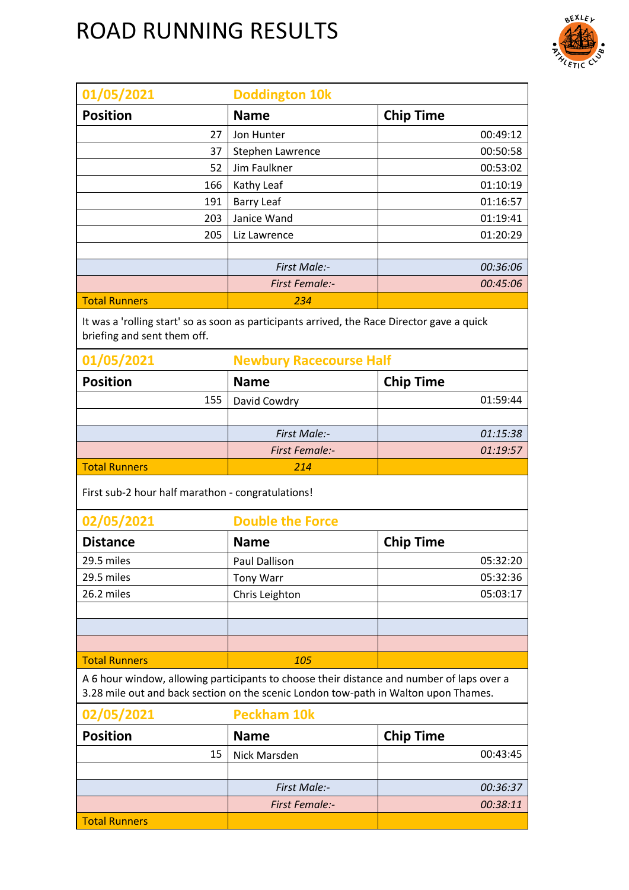# ROAD RUNNING RESULTS

| 01/05/2021 | Doddington 10k | |
|---|---|---|
| **Position** | **Name** | **Chip Time** |
| 27 | Jon Hunter | 00:49:12 |
| 37 | Stephen Lawrence | 00:50:58 |
| 52 | Jim Faulkner | 00:53:02 |
| 166 | Kathy Leaf | 01:10:19 |
| 191 | Barry Leaf | 01:16:57 |
| 203 | Janice Wand | 01:19:41 |
| 205 | Liz Lawrence | 01:20:29 |
| | | |
| | *First Male:-* | *00:36:06* |
| | *First Female:-* | *00:45:06* |
| Total Runners | *234* | |

It was a 'rolling start' so as soon as participants arrived, the Race Director gave a quick briefing and sent them off.

| 01/05/2021 | Newbury Racecourse Half | |
|---|---|---|
| **Position** | **Name** | **Chip Time** |
| 155 | David Cowdry | 01:59:44 |
| | | |
| | *First Male:-* | *01:15:38* |
| | *First Female:-* | *01:19:57* |
| Total Runners | *214* | |

First sub-2 hour half marathon - congratulations!

| 02/05/2021 | Double the Force | |
|---|---|---|
| **Distance** | **Name** | **Chip Time** |
| 29.5 miles | Paul Dallison | 05:32:20 |
| 29.5 miles | Tony Warr | 05:32:36 |
| 26.2 miles | Chris Leighton | 05:03:17 |
| | | |
| | | |
| | | |
| Total Runners | *105* | |

A 6 hour window, allowing participants to choose their distance and number of laps over a 3.28 mile out and back section on the scenic London tow-path in Walton upon Thames.

| 02/05/2021 | Peckham 10k | |
|---|---|---|
| **Position** | **Name** | **Chip Time** |
| 15 | Nick Marsden | 00:43:45 |
| | | |
| | *First Male:-* | *00:36:37* |
| | *First Female:-* | *00:38:11* |
| Total Runners | | |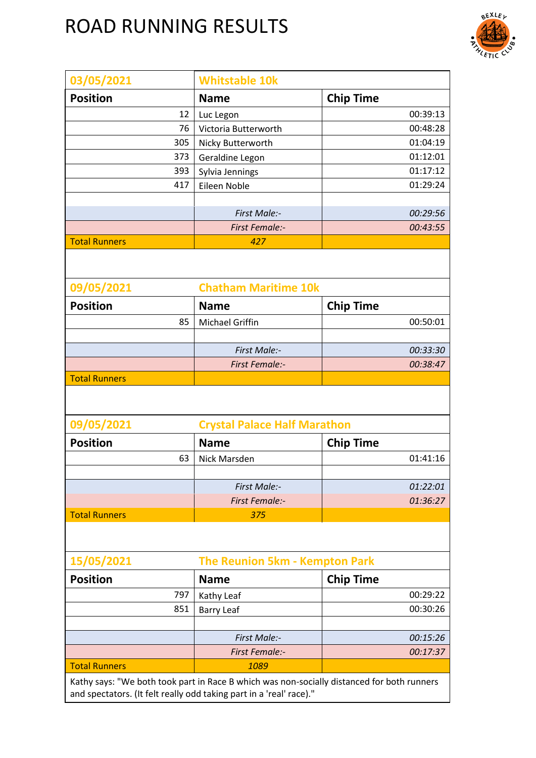# ROAD RUNNING RESULTS

| 03/05/2021 | Whitstable 10k | |
|---|---|---|
| **Position** | **Name** | **Chip Time** |
| 12 | Luc Legon | 00:39:13 |
| 76 | Victoria Butterworth | 00:48:28 |
| 305 | Nicky Butterworth | 01:04:19 |
| 373 | Geraldine Legon | 01:12:01 |
| 393 | Sylvia Jennings | 01:17:12 |
| 417 | Eileen Noble | 01:29:24 |
| | | |
| | *First Male:-* | *00:29:56* |
| | *First Female:-* | *00:43:55* |
| Total Runners | *427* | |

| 09/05/2021 | Chatham Maritime 10k | |
|---|---|---|
| **Position** | **Name** | **Chip Time** |
| 85 | Michael Griffin | 00:50:01 |
| | | |
| | *First Male:-* | *00:33:30* |
| | *First Female:-* | *00:38:47* |
| Total Runners | | |

| 09/05/2021 | Crystal Palace Half Marathon | |
|---|---|---|
| **Position** | **Name** | **Chip Time** |
| 63 | Nick Marsden | 01:41:16 |
| | | |
| | *First Male:-* | *01:22:01* |
| | *First Female:-* | *01:36:27* |
| Total Runners | *375* | |

| 15/05/2021 | The Reunion 5km - Kempton Park | |
|---|---|---|
| **Position** | **Name** | **Chip Time** |
| 797 | Kathy Leaf | 00:29:22 |
| 851 | Barry Leaf | 00:30:26 |
| | | |
| | *First Male:-* | *00:15:26* |
| | *First Female:-* | *00:17:37* |
| Total Runners | *1089* | |

Kathy says: "We both took part in Race B which was non-socially distanced for both runners and spectators. (It felt really odd taking part in a 'real' race)."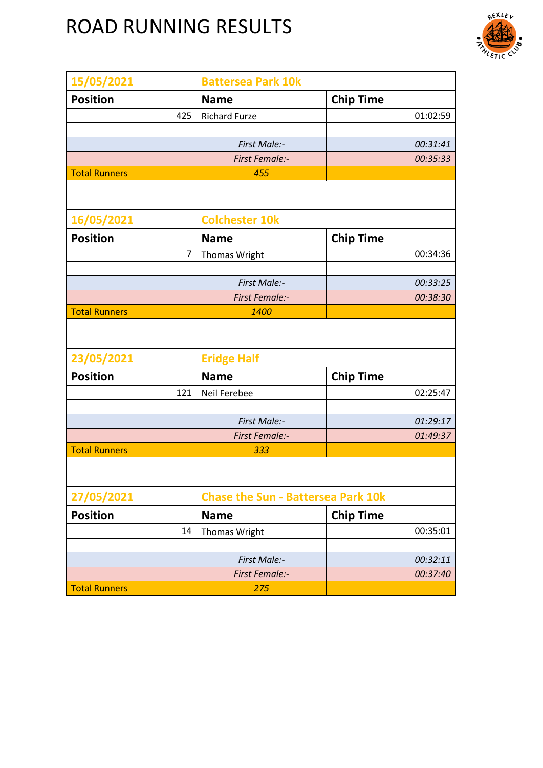# ROAD RUNNING RESULTS

| 15/05/2021 | Battersea Park 10k | |
|---|---|---|
| **Position** | **Name** | **Chip Time** |
| 425 | Richard Furze | 01:02:59 |
| | | |
| | *First Male:-* | *00:31:41* |
| | *First Female:-* | *00:35:33* |
| Total Runners | *455* | |

| 16/05/2021 | Colchester 10k | |
|---|---|---|
| **Position** | **Name** | **Chip Time** |
| 7 | Thomas Wright | 00:34:36 |
| | | |
| | *First Male:-* | *00:33:25* |
| | *First Female:-* | *00:38:30* |
| Total Runners | *1400* | |

| 23/05/2021 | Eridge Half | |
|---|---|---|
| **Position** | **Name** | **Chip Time** |
| 121 | Neil Ferebee | 02:25:47 |
| | | |
| | *First Male:-* | *01:29:17* |
| | *First Female:-* | *01:49:37* |
| Total Runners | *333* | |

| 27/05/2021 | Chase the Sun - Battersea Park 10k | |
|---|---|---|
| **Position** | **Name** | **Chip Time** |
| 14 | Thomas Wright | 00:35:01 |
| | | |
| | *First Male:-* | *00:32:11* |
| | *First Female:-* | *00:37:40* |
| Total Runners | *275* | |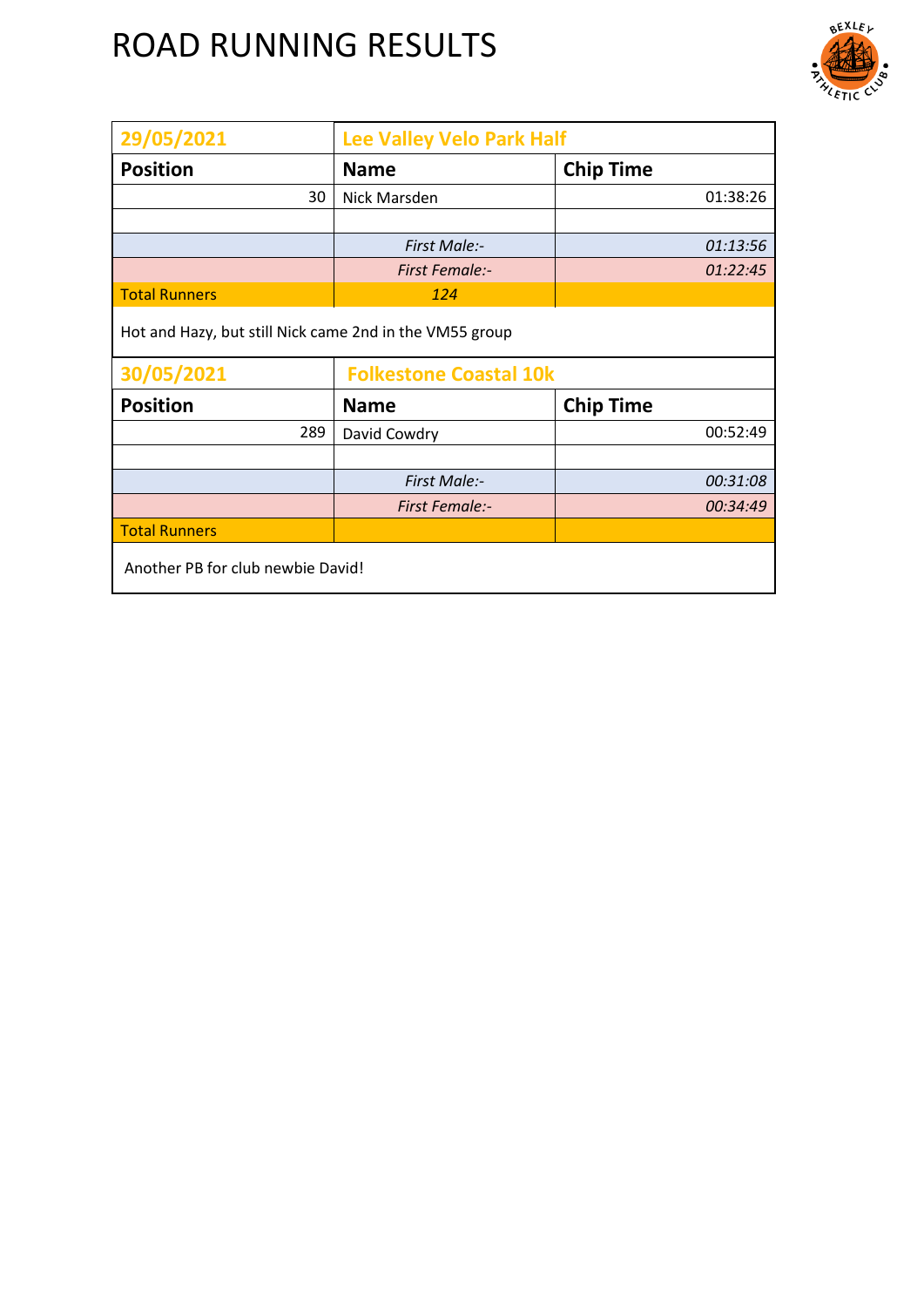# ROAD RUNNING RESULTS

| 29/05/2021 | Lee Valley Velo Park Half | |
|---|---|---|
| **Position** | **Name** | **Chip Time** |
| 30 | Nick Marsden | 01:38:26 |
| | | |
| | *First Male:-* | *01:13:56* |
| | *First Female:-* | *01:22:45* |
| Total Runners | *124* | |

Hot and Hazy, but still Nick came 2nd in the VM55 group

| 30/05/2021 | Folkestone Coastal 10k | |
|---|---|---|
| **Position** | **Name** | **Chip Time** |
| 289 | David Cowdry | 00:52:49 |
| | | |
| | *First Male:-* | *00:31:08* |
| | *First Female:-* | *00:34:49* |
| Total Runners | | |

Another PB for club newbie David!